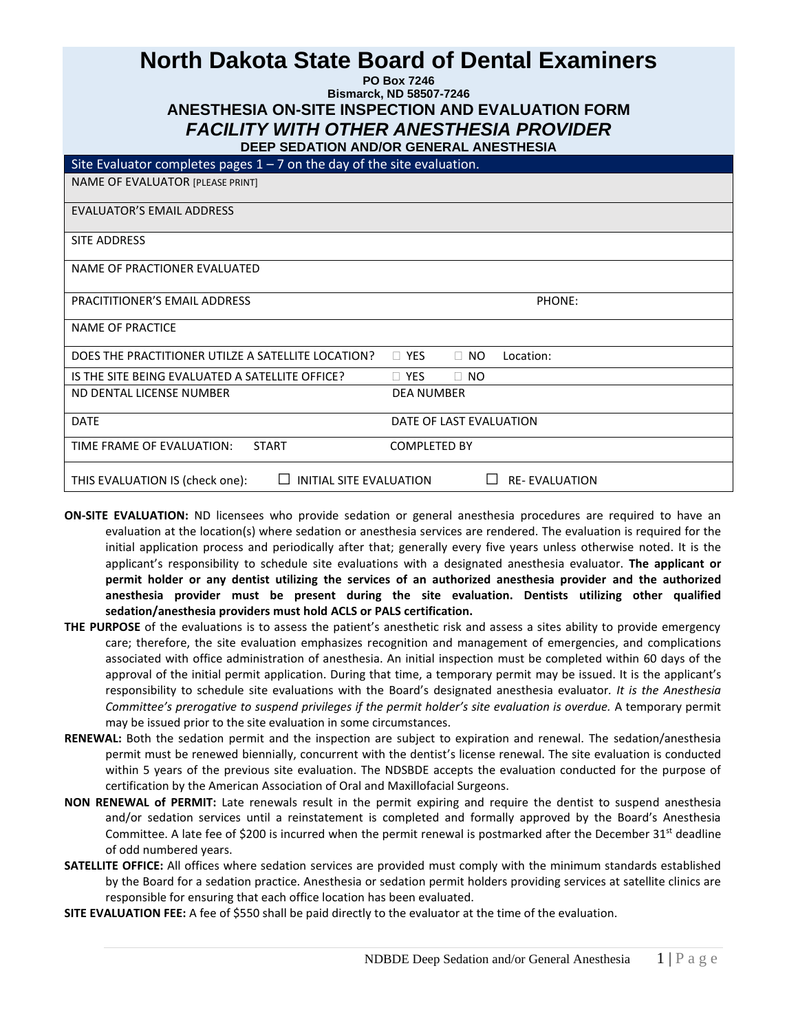# North Dakota State Board of Dental Examiners

**PO Box 7246**
**Bismarck, ND 58507-7246**

## ANESTHESIA ON-SITE INSPECTION AND EVALUATION FORM

## *FACILITY WITH OTHER ANESTHESIA PROVIDER*

### DEEP SEDATION AND/OR GENERAL ANESTHESIA

| Site Evaluator completes pages 1 – 7 on the day of the site evaluation. | |
|---|---|
| NAME OF EVALUATOR [PLEASE PRINT] | |
| EVALUATOR'S EMAIL ADDRESS | |
| SITE ADDRESS | |
| NAME OF PRACTIONER EVALUATED | |
| PRACITITIONER'S EMAIL ADDRESS | PHONE: |
| NAME OF PRACTICE | |
| DOES THE PRACTITIONER UTILZE A SATELLITE LOCATION? | ☐ YES ☐ NO Location: |
| IS THE SITE BEING EVALUATED A SATELLITE OFFICE? | ☐ YES ☐ NO |
| ND DENTAL LICENSE NUMBER | DEA NUMBER |
| DATE | DATE OF LAST EVALUATION |
| TIME FRAME OF EVALUATION: START | COMPLETED BY |
| THIS EVALUATION IS (check one): ☐ INITIAL SITE EVALUATION | ☐ RE- EVALUATION |

**ON-SITE EVALUATION:** ND licensees who provide sedation or general anesthesia procedures are required to have an evaluation at the location(s) where sedation or anesthesia services are rendered. The evaluation is required for the initial application process and periodically after that; generally every five years unless otherwise noted. It is the applicant's responsibility to schedule site evaluations with a designated anesthesia evaluator. **The applicant or permit holder or any dentist utilizing the services of an authorized anesthesia provider and the authorized anesthesia provider must be present during the site evaluation. Dentists utilizing other qualified sedation/anesthesia providers must hold ACLS or PALS certification.**

**THE PURPOSE** of the evaluations is to assess the patient's anesthetic risk and assess a sites ability to provide emergency care; therefore, the site evaluation emphasizes recognition and management of emergencies, and complications associated with office administration of anesthesia. An initial inspection must be completed within 60 days of the approval of the initial permit application. During that time, a temporary permit may be issued. It is the applicant's responsibility to schedule site evaluations with the Board's designated anesthesia evaluator. *It is the Anesthesia Committee's prerogative to suspend privileges if the permit holder's site evaluation is overdue.* A temporary permit may be issued prior to the site evaluation in some circumstances.

**RENEWAL:** Both the sedation permit and the inspection are subject to expiration and renewal. The sedation/anesthesia permit must be renewed biennially, concurrent with the dentist's license renewal. The site evaluation is conducted within 5 years of the previous site evaluation. The NDSBDE accepts the evaluation conducted for the purpose of certification by the American Association of Oral and Maxillofacial Surgeons.

**NON RENEWAL of PERMIT:** Late renewals result in the permit expiring and require the dentist to suspend anesthesia and/or sedation services until a reinstatement is completed and formally approved by the Board's Anesthesia Committee. A late fee of $200 is incurred when the permit renewal is postmarked after the December 31st deadline of odd numbered years.

**SATELLITE OFFICE:** All offices where sedation services are provided must comply with the minimum standards established by the Board for a sedation practice. Anesthesia or sedation permit holders providing services at satellite clinics are responsible for ensuring that each office location has been evaluated.

**SITE EVALUATION FEE:** A fee of $550 shall be paid directly to the evaluator at the time of the evaluation.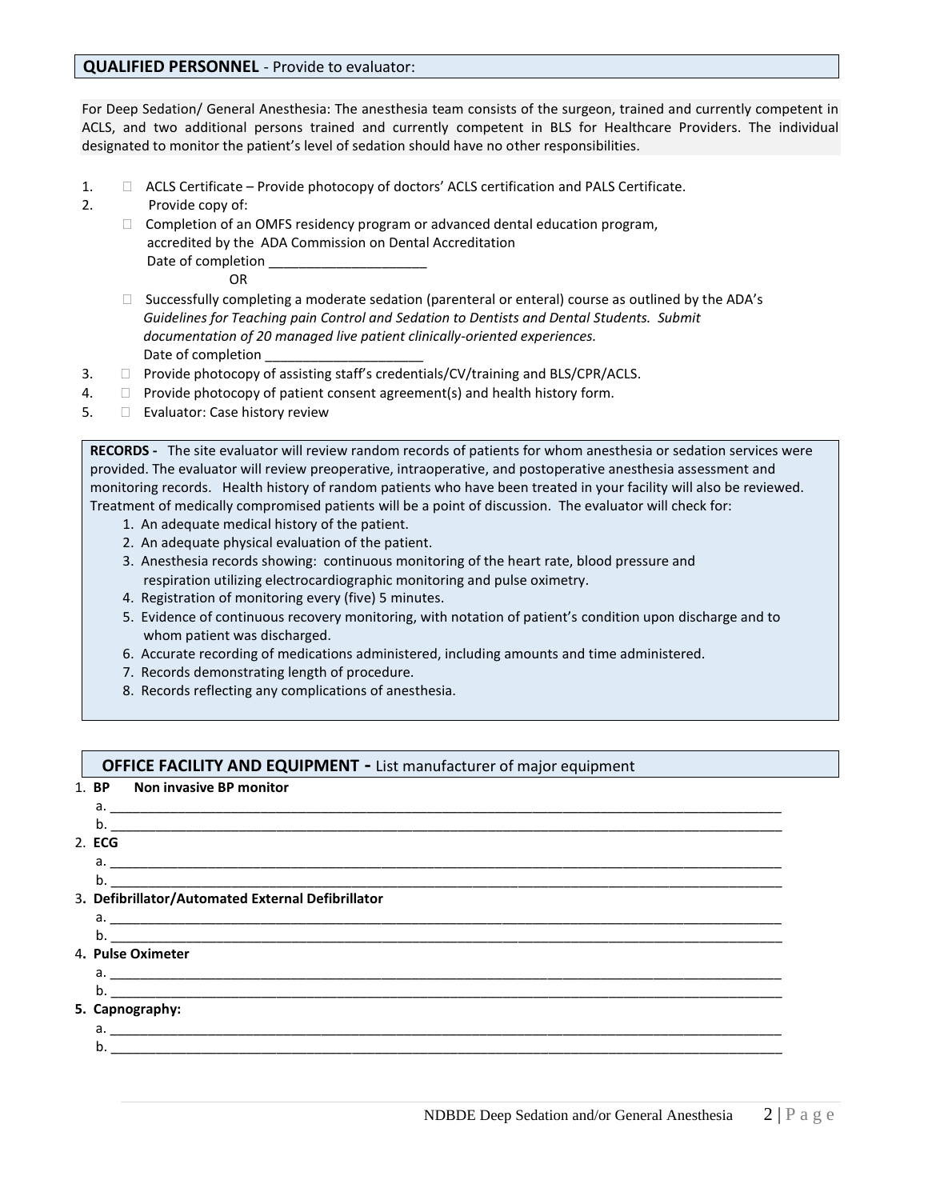## **QUALIFIED PERSONNEL** - Provide to evaluator:

For Deep Sedation/ General Anesthesia: The anesthesia team consists of the surgeon, trained and currently competent in ACLS, and two additional persons trained and currently competent in BLS for Healthcare Providers. The individual designated to monitor the patient's level of sedation should have no other responsibilities.

1. ☐ ACLS Certificate – Provide photocopy of doctors' ACLS certification and PALS Certificate.
2. Provide copy of:
   - ☐ Completion of an OMFS residency program or advanced dental education program, accredited by the ADA Commission on Dental Accreditation
     Date of completion _____________________
     OR
   - ☐ Successfully completing a moderate sedation (parenteral or enteral) course as outlined by the ADA's *Guidelines for Teaching pain Control and Sedation to Dentists and Dental Students. Submit documentation of 20 managed live patient clinically-oriented experiences.*
     Date of completion _____________________
3. ☐ Provide photocopy of assisting staff's credentials/CV/training and BLS/CPR/ACLS.
4. ☐ Provide photocopy of patient consent agreement(s) and health history form.
5. ☐ Evaluator: Case history review

**RECORDS -** The site evaluator will review random records of patients for whom anesthesia or sedation services were provided. The evaluator will review preoperative, intraoperative, and postoperative anesthesia assessment and monitoring records. Health history of random patients who have been treated in your facility will also be reviewed. Treatment of medically compromised patients will be a point of discussion. The evaluator will check for:

1. An adequate medical history of the patient.
2. An adequate physical evaluation of the patient.
3. Anesthesia records showing: continuous monitoring of the heart rate, blood pressure and respiration utilizing electrocardiographic monitoring and pulse oximetry.
4. Registration of monitoring every (five) 5 minutes.
5. Evidence of continuous recovery monitoring, with notation of patient's condition upon discharge and to whom patient was discharged.
6. Accurate recording of medications administered, including amounts and time administered.
7. Records demonstrating length of procedure.
8. Records reflecting any complications of anesthesia.

## **OFFICE FACILITY AND EQUIPMENT -** List manufacturer of major equipment

1. **BP Non invasive BP monitor**
   a. ____________________________________________________________
   b. ____________________________________________________________
2. **ECG**
   a. ____________________________________________________________
   b. ____________________________________________________________
3. **Defibrillator/Automated External Defibrillator**
   a. ____________________________________________________________
   b. ____________________________________________________________
4. **Pulse Oximeter**
   a. ____________________________________________________________
   b. ____________________________________________________________
5. **Capnography:**
   a. ____________________________________________________________
   b. ____________________________________________________________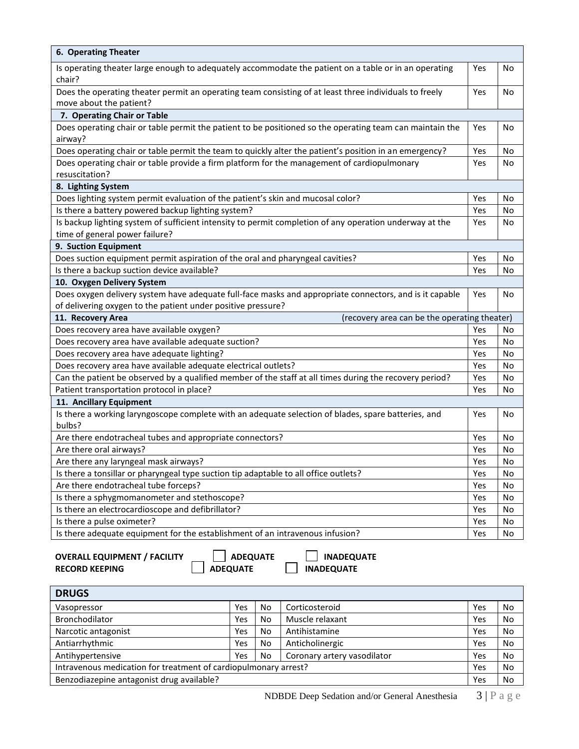| 6. Operating Theater | | |
|---|---|---|
| Is operating theater large enough to adequately accommodate the patient on a table or in an operating chair? | Yes | No |
| Does the operating theater permit an operating team consisting of at least three individuals to freely move about the patient? | Yes | No |
| **7. Operating Chair or Table** | | |
| Does operating chair or table permit the patient to be positioned so the operating team can maintain the airway? | Yes | No |
| Does operating chair or table permit the team to quickly alter the patient's position in an emergency? | Yes | No |
| Does operating chair or table provide a firm platform for the management of cardiopulmonary resuscitation? | Yes | No |
| **8. Lighting System** | | |
| Does lighting system permit evaluation of the patient's skin and mucosal color? | Yes | No |
| Is there a battery powered backup lighting system? | Yes | No |
| Is backup lighting system of sufficient intensity to permit completion of any operation underway at the time of general power failure? | Yes | No |
| **9. Suction Equipment** | | |
| Does suction equipment permit aspiration of the oral and pharyngeal cavities? | Yes | No |
| Is there a backup suction device available? | Yes | No |
| **10. Oxygen Delivery System** | | |
| Does oxygen delivery system have adequate full-face masks and appropriate connectors, and is it capable of delivering oxygen to the patient under positive pressure? | Yes | No |
| **11. Recovery Area** (recovery area can be the operating theater) | | |
| Does recovery area have available oxygen? | Yes | No |
| Does recovery area have available adequate suction? | Yes | No |
| Does recovery area have adequate lighting? | Yes | No |
| Does recovery area have available adequate electrical outlets? | Yes | No |
| Can the patient be observed by a qualified member of the staff at all times during the recovery period? | Yes | No |
| Patient transportation protocol in place? | Yes | No |
| **11. Ancillary Equipment** | | |
| Is there a working laryngoscope complete with an adequate selection of blades, spare batteries, and bulbs? | Yes | No |
| Are there endotracheal tubes and appropriate connectors? | Yes | No |
| Are there oral airways? | Yes | No |
| Are there any laryngeal mask airways? | Yes | No |
| Is there a tonsillar or pharyngeal type suction tip adaptable to all office outlets? | Yes | No |
| Are there endotracheal tube forceps? | Yes | No |
| Is there a sphygmomanometer and stethoscope? | Yes | No |
| Is there an electrocardioscope and defibrillator? | Yes | No |
| Is there a pulse oximeter? | Yes | No |
| Is there adequate equipment for the establishment of an intravenous infusion? | Yes | No |

**OVERALL EQUIPMENT / FACILITY** ☐ **ADEQUATE** ☐ **INADEQUATE**

**RECORD KEEPING** ☐ **ADEQUATE** ☐ **INADEQUATE**

| DRUGS | | | | | |
|---|---|---|---|---|---|
| Vasopressor | Yes | No | Corticosteroid | Yes | No |
| Bronchodilator | Yes | No | Muscle relaxant | Yes | No |
| Narcotic antagonist | Yes | No | Antihistamine | Yes | No |
| Antiarrhythmic | Yes | No | Anticholinergic | Yes | No |
| Antihypertensive | Yes | No | Coronary artery vasodilator | Yes | No |
| Intravenous medication for treatment of cardiopulmonary arrest? | | | | Yes | No |
| Benzodiazepine antagonist drug available? | | | | Yes | No |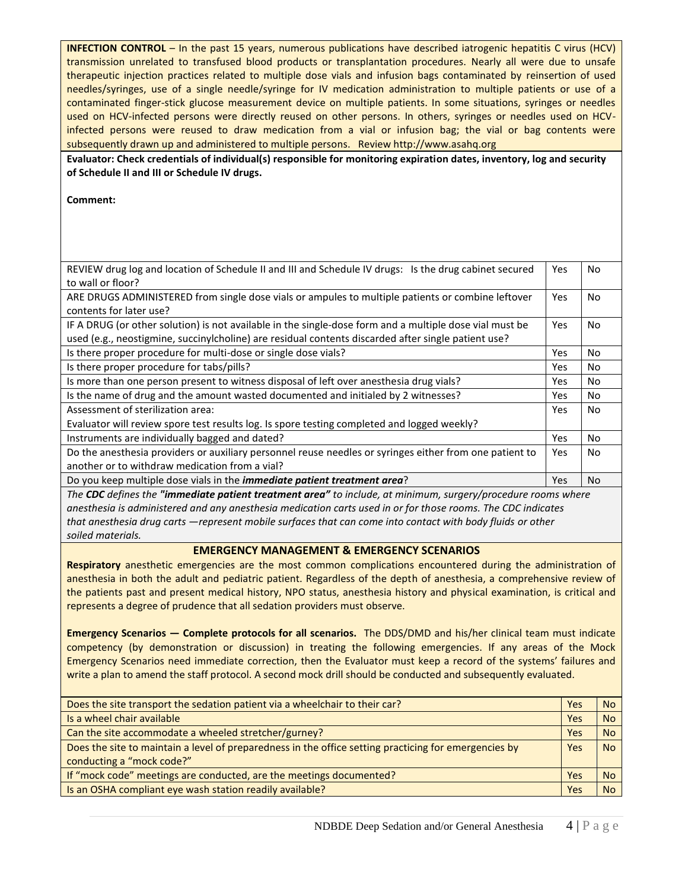**INFECTION CONTROL** – In the past 15 years, numerous publications have described iatrogenic hepatitis C virus (HCV) transmission unrelated to transfused blood products or transplantation procedures. Nearly all were due to unsafe therapeutic injection practices related to multiple dose vials and infusion bags contaminated by reinsertion of used needles/syringes, use of a single needle/syringe for IV medication administration to multiple patients or use of a contaminated finger-stick glucose measurement device on multiple patients. In some situations, syringes or needles used on HCV-infected persons were directly reused on other persons. In others, syringes or needles used on HCV-infected persons were reused to draw medication from a vial or infusion bag; the vial or bag contents were subsequently drawn up and administered to multiple persons. Review http://www.asahq.org

**Evaluator: Check credentials of individual(s) responsible for monitoring expiration dates, inventory, log and security of Schedule II and III or Schedule IV drugs.**

**Comment:**

| | | |
|---|---|---|
| REVIEW drug log and location of Schedule II and III and Schedule IV drugs: Is the drug cabinet secured to wall or floor? | Yes | No |
| ARE DRUGS ADMINISTERED from single dose vials or ampules to multiple patients or combine leftover contents for later use? | Yes | No |
| IF A DRUG (or other solution) is not available in the single-dose form and a multiple dose vial must be used (e.g., neostigmine, succinylcholine) are residual contents discarded after single patient use? | Yes | No |
| Is there proper procedure for multi-dose or single dose vials? | Yes | No |
| Is there proper procedure for tabs/pills? | Yes | No |
| Is more than one person present to witness disposal of left over anesthesia drug vials? | Yes | No |
| Is the name of drug and the amount wasted documented and initialed by 2 witnesses? | Yes | No |
| Assessment of sterilization area:<br>Evaluator will review spore test results log. Is spore testing completed and logged weekly? | Yes | No |
| Instruments are individually bagged and dated? | Yes | No |
| Do the anesthesia providers or auxiliary personnel reuse needles or syringes either from one patient to another or to withdraw medication from a vial? | Yes | No |
| Do you keep multiple dose vials in the ***immediate patient treatment area***? | Yes | No |

*The **CDC** defines the **"immediate patient treatment area"** to include, at minimum, surgery/procedure rooms where anesthesia is administered and any anesthesia medication carts used in or for those rooms. The CDC indicates that anesthesia drug carts —represent mobile surfaces that can come into contact with body fluids or other soiled materials.*

## EMERGENCY MANAGEMENT & EMERGENCY SCENARIOS

**Respiratory** anesthetic emergencies are the most common complications encountered during the administration of anesthesia in both the adult and pediatric patient. Regardless of the depth of anesthesia, a comprehensive review of the patients past and present medical history, NPO status, anesthesia history and physical examination, is critical and represents a degree of prudence that all sedation providers must observe.

**Emergency Scenarios — Complete protocols for all scenarios.** The DDS/DMD and his/her clinical team must indicate competency (by demonstration or discussion) in treating the following emergencies. If any areas of the Mock Emergency Scenarios need immediate correction, then the Evaluator must keep a record of the systems' failures and write a plan to amend the staff protocol. A second mock drill should be conducted and subsequently evaluated.

| | | |
|---|---|---|
| Does the site transport the sedation patient via a wheelchair to their car? | Yes | No |
| Is a wheel chair available | Yes | No |
| Can the site accommodate a wheeled stretcher/gurney? | Yes | No |
| Does the site to maintain a level of preparedness in the office setting practicing for emergencies by conducting a "mock code?" | Yes | No |
| If "mock code" meetings are conducted, are the meetings documented? | Yes | No |
| Is an OSHA compliant eye wash station readily available? | Yes | No |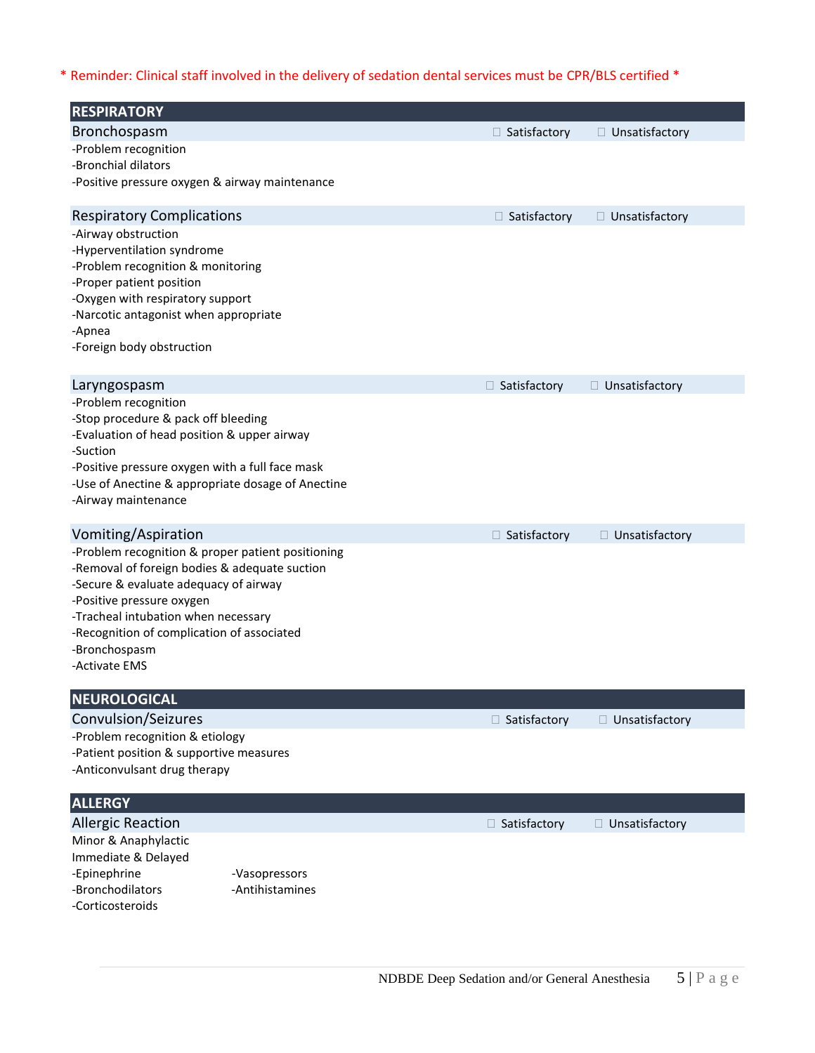\* Reminder: Clinical staff involved in the delivery of sedation dental services must be CPR/BLS certified \*

## RESPIRATORY

### Bronchospasm

☐ Satisfactory ☐ Unsatisfactory

- -Problem recognition
- -Bronchial dilators
- -Positive pressure oxygen & airway maintenance

### Respiratory Complications

☐ Satisfactory ☐ Unsatisfactory

- -Airway obstruction
- -Hyperventilation syndrome
- -Problem recognition & monitoring
- -Proper patient position
- -Oxygen with respiratory support
- -Narcotic antagonist when appropriate
- -Apnea
- -Foreign body obstruction

### Laryngospasm

☐ Satisfactory ☐ Unsatisfactory

- -Problem recognition
- -Stop procedure & pack off bleeding
- -Evaluation of head position & upper airway
- -Suction
- -Positive pressure oxygen with a full face mask
- -Use of Anectine & appropriate dosage of Anectine
- -Airway maintenance

### Vomiting/Aspiration

☐ Satisfactory ☐ Unsatisfactory

- -Problem recognition & proper patient positioning
- -Removal of foreign bodies & adequate suction
- -Secure & evaluate adequacy of airway
- -Positive pressure oxygen
- -Tracheal intubation when necessary
- -Recognition of complication of associated
- -Bronchospasm
- -Activate EMS

## NEUROLOGICAL

### Convulsion/Seizures

☐ Satisfactory ☐ Unsatisfactory

- -Problem recognition & etiology
- -Patient position & supportive measures
- -Anticonvulsant drug therapy

## ALLERGY

### Allergic Reaction

☐ Satisfactory ☐ Unsatisfactory

Minor & Anaphylactic
Immediate & Delayed

- -Epinephrine
- -Bronchodilators
- -Corticosteroids
- -Vasopressors
- -Antihistamines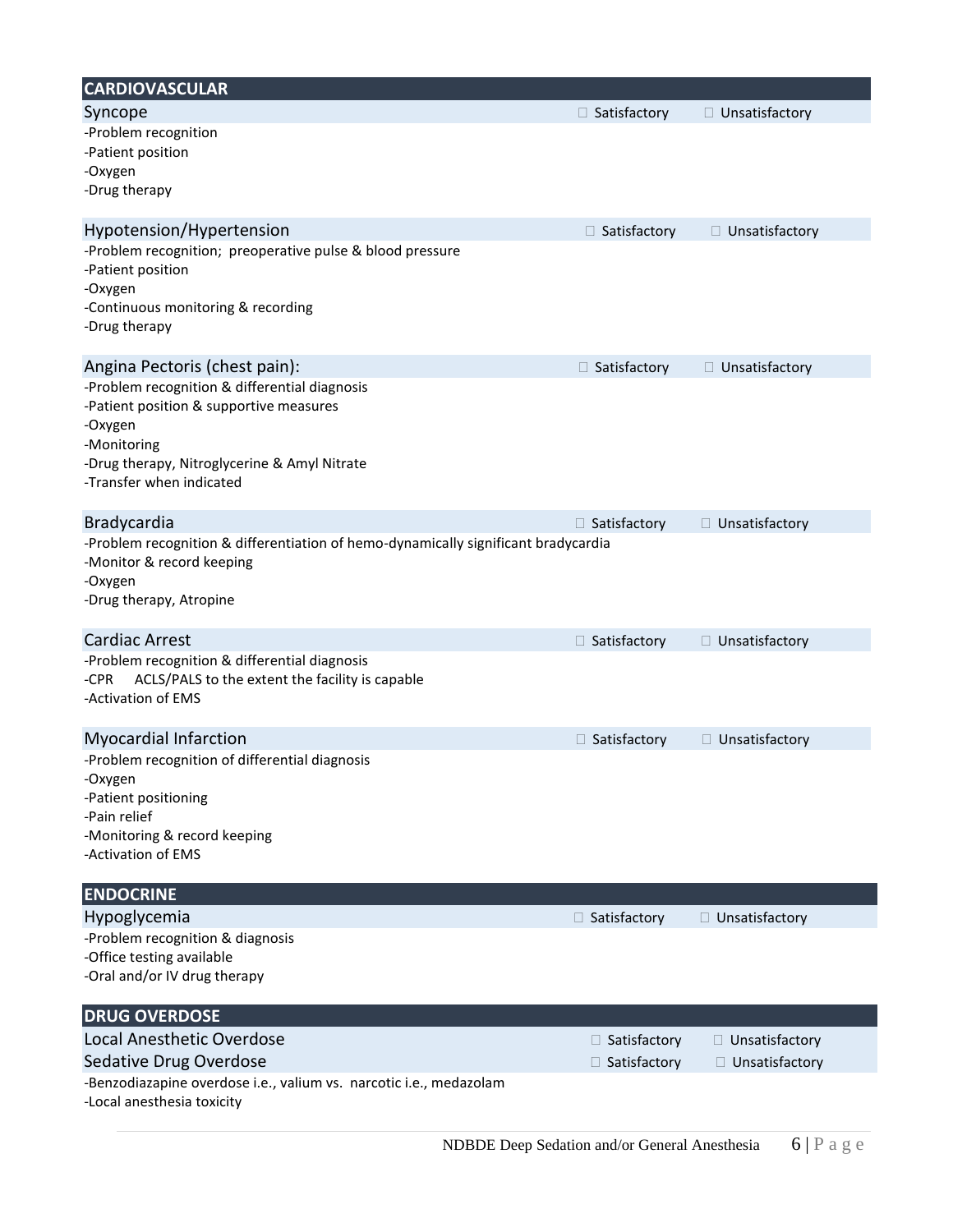## CARDIOVASCULAR

### Syncope

☐ Satisfactory ☐ Unsatisfactory

- -Problem recognition
- -Patient position
- -Oxygen
- -Drug therapy

### Hypotension/Hypertension

☐ Satisfactory ☐ Unsatisfactory

- -Problem recognition; preoperative pulse & blood pressure
- -Patient position
- -Oxygen
- -Continuous monitoring & recording
- -Drug therapy

### Angina Pectoris (chest pain):

☐ Satisfactory ☐ Unsatisfactory

- -Problem recognition & differential diagnosis
- -Patient position & supportive measures
- -Oxygen
- -Monitoring
- -Drug therapy, Nitroglycerine & Amyl Nitrate
- -Transfer when indicated

### Bradycardia

☐ Satisfactory ☐ Unsatisfactory

- -Problem recognition & differentiation of hemo-dynamically significant bradycardia
- -Monitor & record keeping
- -Oxygen
- -Drug therapy, Atropine

### Cardiac Arrest

☐ Satisfactory ☐ Unsatisfactory

- -Problem recognition & differential diagnosis
- -CPR ACLS/PALS to the extent the facility is capable
- -Activation of EMS

### Myocardial Infarction

☐ Satisfactory ☐ Unsatisfactory

- -Problem recognition of differential diagnosis
- -Oxygen
- -Patient positioning
- -Pain relief
- -Monitoring & record keeping
- -Activation of EMS

## ENDOCRINE

### Hypoglycemia

☐ Satisfactory ☐ Unsatisfactory

- -Problem recognition & diagnosis
- -Office testing available
- -Oral and/or IV drug therapy

## DRUG OVERDOSE

### Local Anesthetic Overdose

☐ Satisfactory ☐ Unsatisfactory

### Sedative Drug Overdose

☐ Satisfactory ☐ Unsatisfactory

- -Benzodiazapine overdose i.e., valium vs. narcotic i.e., medazolam
- -Local anesthesia toxicity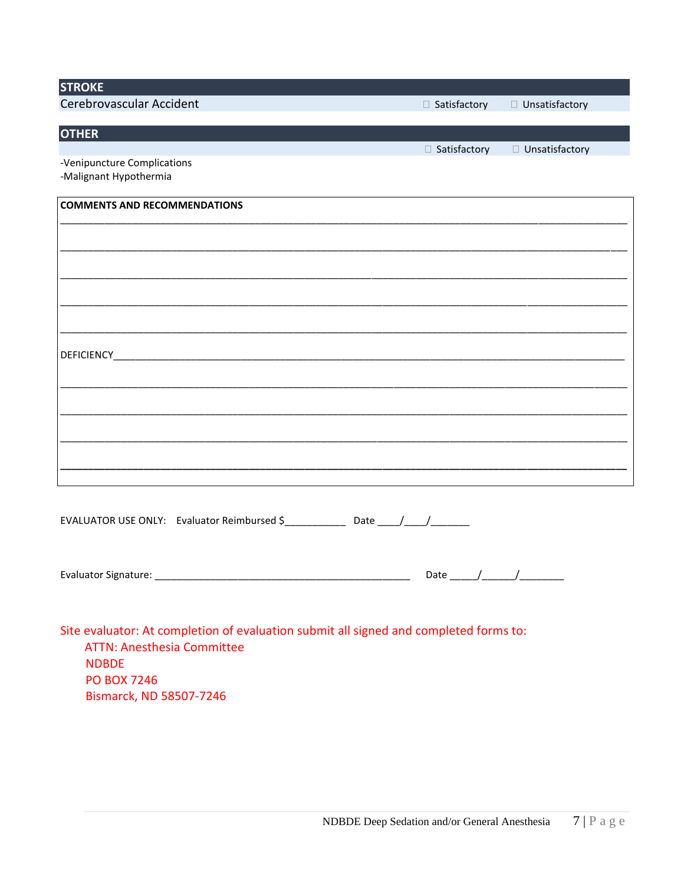## STROKE

| Cerebrovascular Accident | ☐ Satisfactory | ☐ Unsatisfactory |
|---|---|---|

## OTHER

| | ☐ Satisfactory | ☐ Unsatisfactory |
|---|---|---|

-Venipuncture Complications
-Malignant Hypothermia

**COMMENTS AND RECOMMENDATIONS**

______________________________________________________________________________

______________________________________________________________________________

______________________________________________________________________________

______________________________________________________________________________

______________________________________________________________________________

DEFICIENCY____________________________________________________________________

______________________________________________________________________________

______________________________________________________________________________

______________________________________________________________________________

______________________________________________________________________________

EVALUATOR USE ONLY: Evaluator Reimbursed $___________ Date ____/____/_______

Evaluator Signature: _______________________________________________ Date _____/______/________

Site evaluator: At completion of evaluation submit all signed and completed forms to:
ATTN: Anesthesia Committee
NDBDE
PO BOX 7246
Bismarck, ND 58507-7246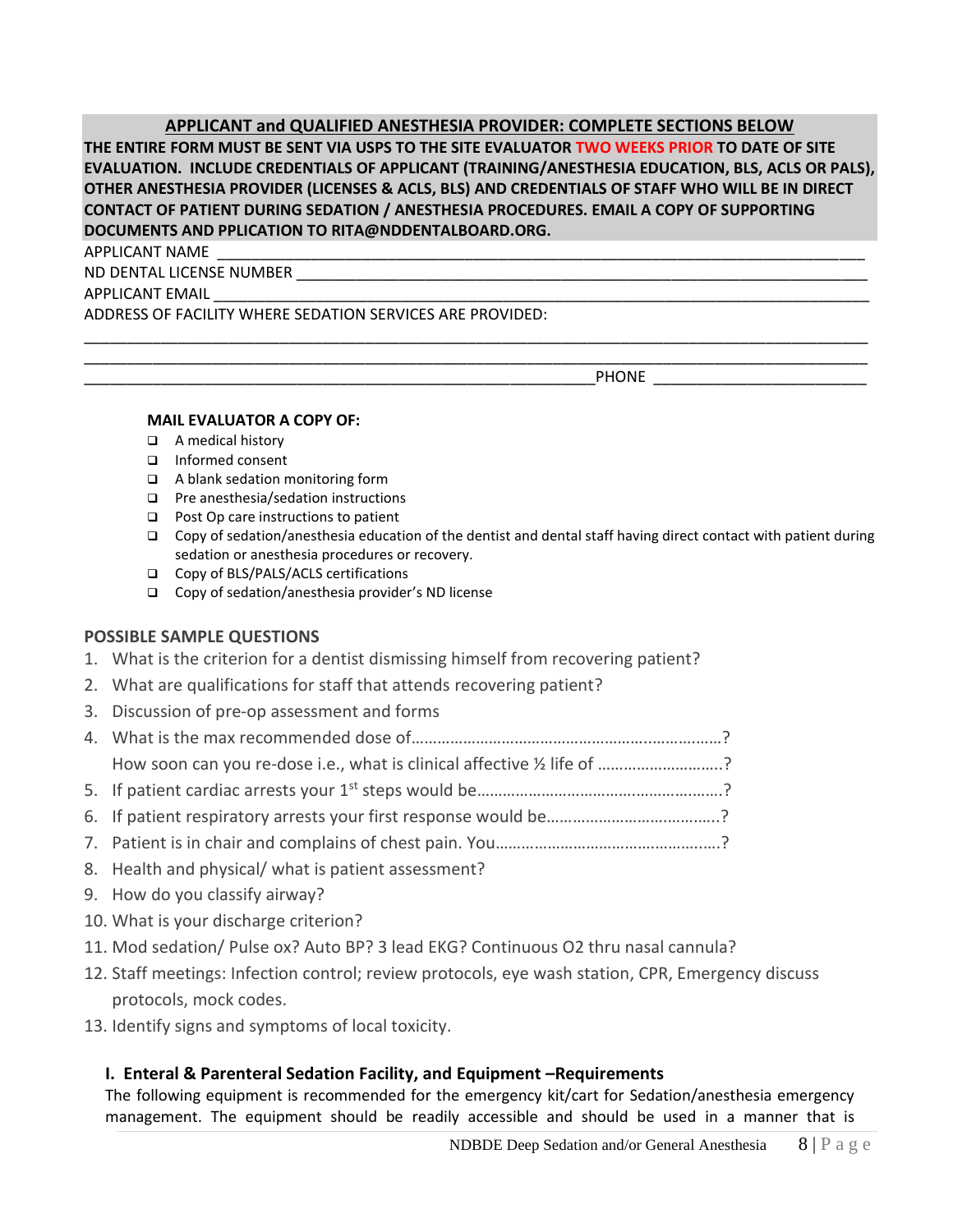**APPLICANT and QUALIFIED ANESTHESIA PROVIDER: COMPLETE SECTIONS BELOW**

**THE ENTIRE FORM MUST BE SENT VIA USPS TO THE SITE EVALUATOR TWO WEEKS PRIOR TO DATE OF SITE EVALUATION. INCLUDE CREDENTIALS OF APPLICANT (TRAINING/ANESTHESIA EDUCATION, BLS, ACLS OR PALS), OTHER ANESTHESIA PROVIDER (LICENSES & ACLS, BLS) AND CREDENTIALS OF STAFF WHO WILL BE IN DIRECT CONTACT OF PATIENT DURING SEDATION / ANESTHESIA PROCEDURES. EMAIL A COPY OF SUPPORTING DOCUMENTS AND PPLICATION TO RITA@NDDENTALBOARD.ORG.**

APPLICANT NAME ____________________________________________________________

ND DENTAL LICENSE NUMBER ___________________________________________________

APPLICANT EMAIL ___________________________________________________________

ADDRESS OF FACILITY WHERE SEDATION SERVICES ARE PROVIDED:

______________________________________________________________________________

______________________________________________________________________________

____________________________________________________ PHONE ____________________

**MAIL EVALUATOR A COPY OF:**

- ❑ A medical history
- ❑ Informed consent
- ❑ A blank sedation monitoring form
- ❑ Pre anesthesia/sedation instructions
- ❑ Post Op care instructions to patient
- ❑ Copy of sedation/anesthesia education of the dentist and dental staff having direct contact with patient during sedation or anesthesia procedures or recovery.
- ❑ Copy of BLS/PALS/ACLS certifications
- ❑ Copy of sedation/anesthesia provider's ND license

**POSSIBLE SAMPLE QUESTIONS**

1. What is the criterion for a dentist dismissing himself from recovering patient?
2. What are qualifications for staff that attends recovering patient?
3. Discussion of pre-op assessment and forms
4. What is the max recommended dose of……………………………………………………………?
   How soon can you re-dose i.e., what is clinical affective ½ life of ……………………….?
5. If patient cardiac arrests your 1st steps would be…………………………………………………?
6. If patient respiratory arrests your first response would be…………………………………..?
7. Patient is in chair and complains of chest pain. You……………………………………………?
8. Health and physical/ what is patient assessment?
9. How do you classify airway?
10. What is your discharge criterion?
11. Mod sedation/ Pulse ox? Auto BP? 3 lead EKG? Continuous O2 thru nasal cannula?
12. Staff meetings: Infection control; review protocols, eye wash station, CPR, Emergency discuss protocols, mock codes.
13. Identify signs and symptoms of local toxicity.

**I. Enteral & Parenteral Sedation Facility, and Equipment –Requirements**

The following equipment is recommended for the emergency kit/cart for Sedation/anesthesia emergency management. The equipment should be readily accessible and should be used in a manner that is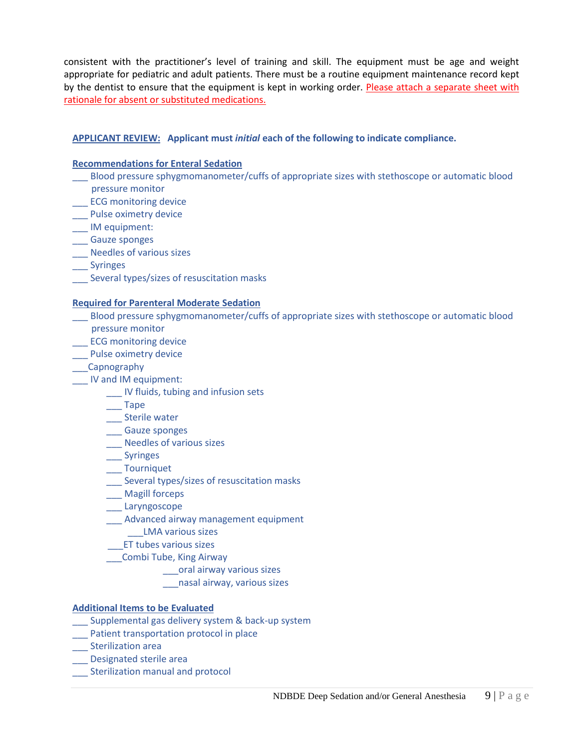consistent with the practitioner's level of training and skill. The equipment must be age and weight appropriate for pediatric and adult patients. There must be a routine equipment maintenance record kept by the dentist to ensure that the equipment is kept in working order. Please attach a separate sheet with rationale for absent or substituted medications.

**APPLICANT REVIEW:** **Applicant must *initial* each of the following to indicate compliance.**

**Recommendations for Enteral Sedation**

___ Blood pressure sphygmomanometer/cuffs of appropriate sizes with stethoscope or automatic blood pressure monitor
___ ECG monitoring device
___ Pulse oximetry device
___ IM equipment:
___ Gauze sponges
___ Needles of various sizes
___ Syringes
___ Several types/sizes of resuscitation masks

**Required for Parenteral Moderate Sedation**

___ Blood pressure sphygmomanometer/cuffs of appropriate sizes with stethoscope or automatic blood pressure monitor
___ ECG monitoring device
___ Pulse oximetry device
___Capnography
___ IV and IM equipment:
- ___ IV fluids, tubing and infusion sets
- ___ Tape
- ___ Sterile water
- ___ Gauze sponges
- ___ Needles of various sizes
- ___ Syringes
- ___ Tourniquet
- ___ Several types/sizes of resuscitation masks
- ___ Magill forceps
- ___ Laryngoscope
- ___ Advanced airway management equipment
  - ___LMA various sizes
- ___ET tubes various sizes
- ___Combi Tube, King Airway
  - ___oral airway various sizes
  - ___nasal airway, various sizes

**Additional Items to be Evaluated**

___ Supplemental gas delivery system & back-up system
___ Patient transportation protocol in place
___ Sterilization area
___ Designated sterile area
___ Sterilization manual and protocol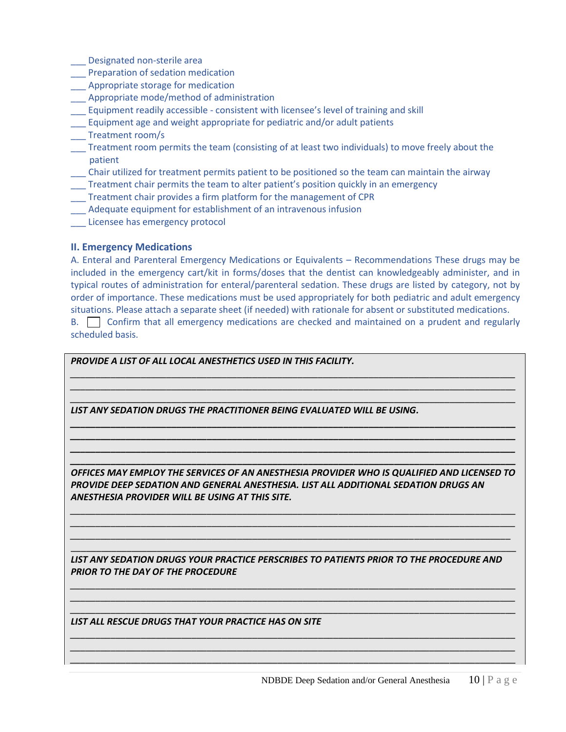___ Designated non-sterile area
___ Preparation of sedation medication
___ Appropriate storage for medication
___ Appropriate mode/method of administration
___ Equipment readily accessible - consistent with licensee's level of training and skill
___ Equipment age and weight appropriate for pediatric and/or adult patients
___ Treatment room/s
___ Treatment room permits the team (consisting of at least two individuals) to move freely about the patient
___ Chair utilized for treatment permits patient to be positioned so the team can maintain the airway
___ Treatment chair permits the team to alter patient's position quickly in an emergency
___ Treatment chair provides a firm platform for the management of CPR
___ Adequate equipment for establishment of an intravenous infusion
___ Licensee has emergency protocol

### II. Emergency Medications

A. Enteral and Parenteral Emergency Medications or Equivalents – Recommendations These drugs may be included in the emergency cart/kit in forms/doses that the dentist can knowledgeably administer, and in typical routes of administration for enteral/parenteral sedation. These drugs are listed by category, not by order of importance. These medications must be used appropriately for both pediatric and adult emergency situations. Please attach a separate sheet (if needed) with rationale for absent or substituted medications.

B. ☐ Confirm that all emergency medications are checked and maintained on a prudent and regularly scheduled basis.

***PROVIDE A LIST OF ALL LOCAL ANESTHETICS USED IN THIS FACILITY.***

______________________________________________________________________________
______________________________________________________________________________
______________________________________________________________________________

***LIST ANY SEDATION DRUGS THE PRACTITIONER BEING EVALUATED WILL BE USING.***

______________________________________________________________________________
______________________________________________________________________________
______________________________________________________________________________
______________________________________________________________________________

***OFFICES MAY EMPLOY THE SERVICES OF AN ANESTHESIA PROVIDER WHO IS QUALIFIED AND LICENSED TO PROVIDE DEEP SEDATION AND GENERAL ANESTHESIA. LIST ALL ADDITIONAL SEDATION DRUGS AN ANESTHESIA PROVIDER WILL BE USING AT THIS SITE.***

______________________________________________________________________________
______________________________________________________________________________
______________________________________________________________________________
______________________________________________________________________________

***LIST ANY SEDATION DRUGS YOUR PRACTICE PERSCRIBES TO PATIENTS PRIOR TO THE PROCEDURE AND PRIOR TO THE DAY OF THE PROCEDURE***

______________________________________________________________________________
______________________________________________________________________________
______________________________________________________________________________

***LIST ALL RESCUE DRUGS THAT YOUR PRACTICE HAS ON SITE***

______________________________________________________________________________
______________________________________________________________________________
______________________________________________________________________________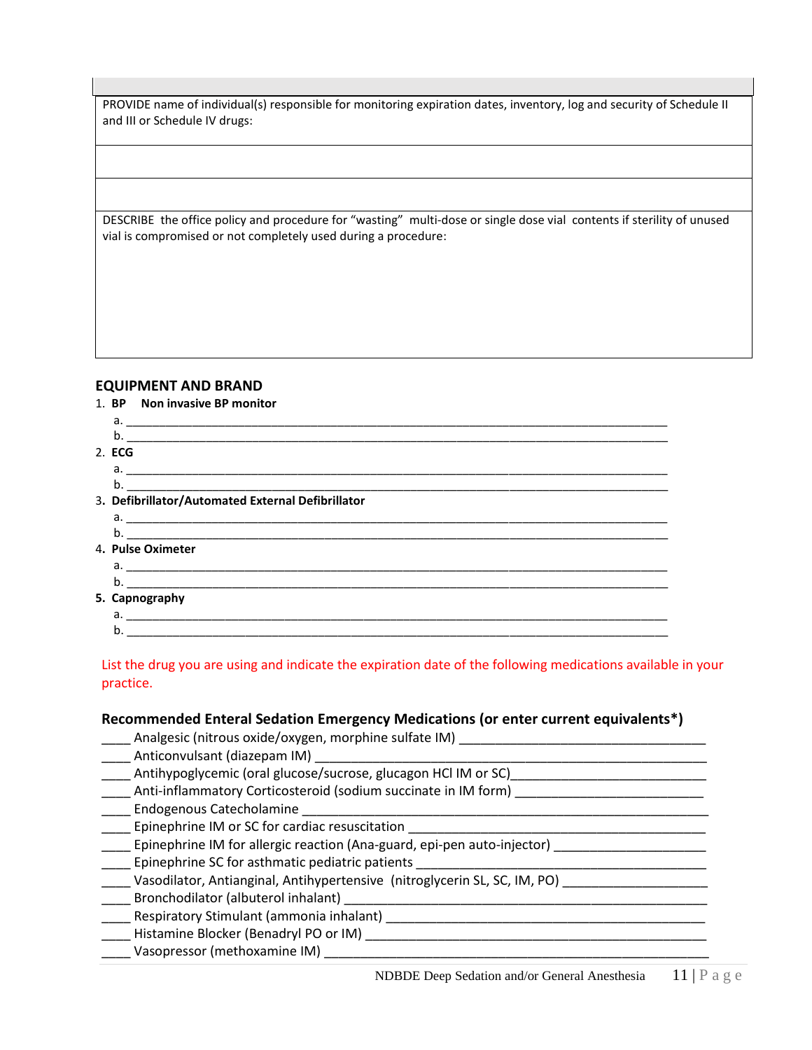| PROVIDE name of individual(s) responsible for monitoring expiration dates, inventory, log and security of Schedule II and III or Schedule IV drugs: |
|---|
| |
| |
| DESCRIBE the office policy and procedure for "wasting" multi-dose or single dose vial contents if sterility of unused vial is compromised or not completely used during a procedure: |

## EQUIPMENT AND BRAND

1. **BP Non invasive BP monitor**
   a. ____________________________________________________________
   b. ____________________________________________________________
2. **ECG**
   a. ____________________________________________________________
   b. ____________________________________________________________
3. **Defibrillator/Automated External Defibrillator**
   a. ____________________________________________________________
   b. ____________________________________________________________
4. **Pulse Oximeter**
   a. ____________________________________________________________
   b. ____________________________________________________________
5. **Capnography**
   a. ____________________________________________________________
   b. ____________________________________________________________

List the drug you are using and indicate the expiration date of the following medications available in your practice.

### Recommended Enteral Sedation Emergency Medications (or enter current equivalents*)

____ Analgesic (nitrous oxide/oxygen, morphine sulfate IM) ______________________________
____ Anticonvulsant (diazepam IM) ______________________________
____ Antihypoglycemic (oral glucose/sucrose, glucagon HCl IM or SC)______________________________
____ Anti-inflammatory Corticosteroid (sodium succinate in IM form) ______________________________
____ Endogenous Catecholamine ______________________________
____ Epinephrine IM or SC for cardiac resuscitation ______________________________
____ Epinephrine IM for allergic reaction (Ana-guard, epi-pen auto-injector) ______________________________
____ Epinephrine SC for asthmatic pediatric patients ______________________________
____ Vasodilator, Antianginal, Antihypertensive (nitroglycerin SL, SC, IM, PO) ______________________________
____ Bronchodilator (albuterol inhalant) ______________________________
____ Respiratory Stimulant (ammonia inhalant) ______________________________
____ Histamine Blocker (Benadryl PO or IM) ______________________________
____ Vasopressor (methoxamine IM) ______________________________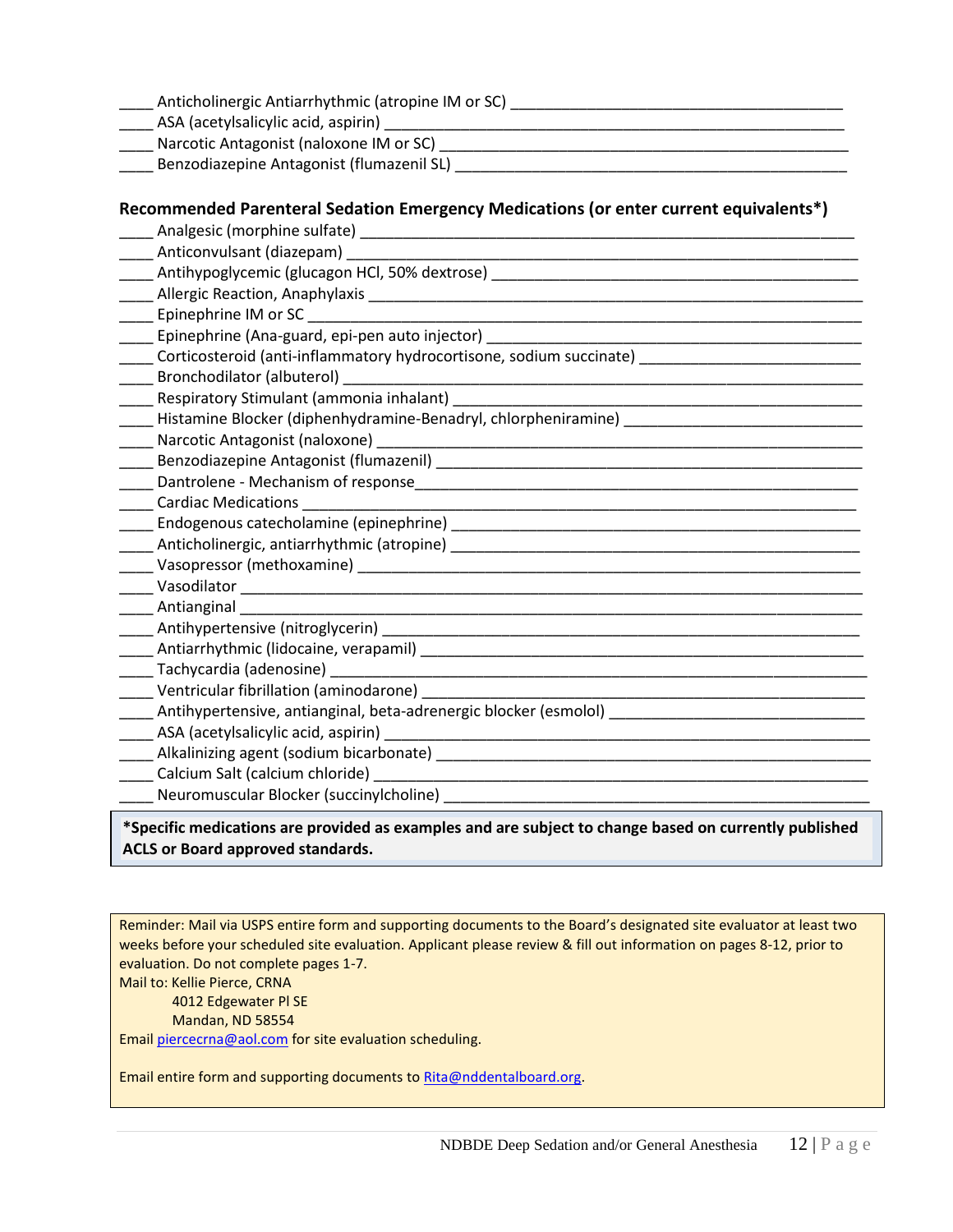____ Anticholinergic Antiarrhythmic (atropine IM or SC) ________________________________________
____ ASA (acetylsalicylic acid, aspirin) _______________________________________________________
____ Narcotic Antagonist (naloxone IM or SC) __________________________________________________
____ Benzodiazepine Antagonist (flumazenil SL) ________________________________________________

**Recommended Parenteral Sedation Emergency Medications (or enter current equivalents*)**

____ Analgesic (morphine sulfate) __________________________________________________________
____ Anticonvulsant (diazepam) ____________________________________________________________
____ Antihypoglycemic (glucagon HCl, 50% dextrose) ____________________________________________
____ Allergic Reaction, Anaphylaxis _________________________________________________________
____ Epinephrine IM or SC ________________________________________________________________
____ Epinephrine (Ana-guard, epi-pen auto injector) ____________________________________________
____ Corticosteroid (anti-inflammatory hydrocortisone, sodium succinate) ___________________________
____ Bronchodilator (albuterol) _____________________________________________________________
____ Respiratory Stimulant (ammonia inhalant) _________________________________________________
____ Histamine Blocker (diphenhydramine-Benadryl, chlorpheniramine) ____________________________
____ Narcotic Antagonist (naloxone) __________________________________________________________
____ Benzodiazepine Antagonist (flumazenil) ___________________________________________________
____ Dantrolene - Mechanism of response______________________________________________________
____ Cardiac Medications __________________________________________________________________
____ Endogenous catecholamine (epinephrine) __________________________________________________
____ Anticholinergic, antiarrhythmic (atropine) ________________________________________________
____ Vasopressor (methoxamine) _____________________________________________________________
____ Vasodilator _________________________________________________________________________
____ Antianginal _________________________________________________________________________
____ Antihypertensive (nitroglycerin) _________________________________________________________
____ Antiarrhythmic (lidocaine, verapamil) ____________________________________________________
____ Tachycardia (adenosine) ________________________________________________________________
____ Ventricular fibrillation (aminodarone) ____________________________________________________
____ Antihypertensive, antianginal, beta-adrenergic blocker (esmolol) _______________________________
____ ASA (acetylsalicylic acid, aspirin) _______________________________________________________
____ Alkalinizing agent (sodium bicarbonate) ___________________________________________________
____ Calcium Salt (calcium chloride) _________________________________________________________
____ Neuromuscular Blocker (succinylcholine) ___________________________________________________

**\*Specific medications are provided as examples and are subject to change based on currently published ACLS or Board approved standards.**

Reminder: Mail via USPS entire form and supporting documents to the Board's designated site evaluator at least two weeks before your scheduled site evaluation. Applicant please review & fill out information on pages 8-12, prior to evaluation. Do not complete pages 1-7.

Mail to: Kellie Pierce, CRNA
4012 Edgewater Pl SE
Mandan, ND 58554

Email piercecrna@aol.com for site evaluation scheduling.

Email entire form and supporting documents to Rita@nddentalboard.org.